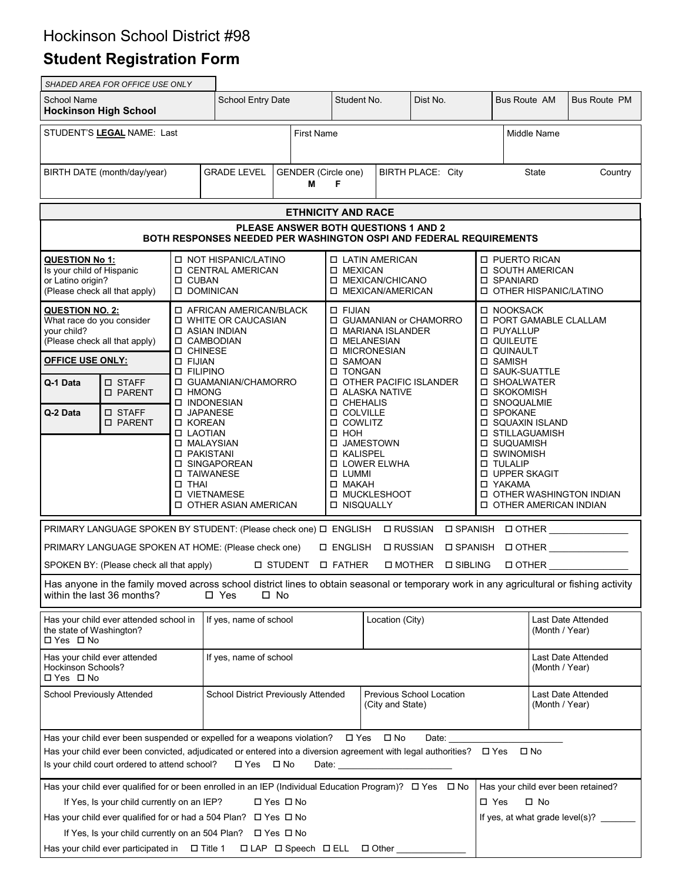# Hockinson School District #98

## Student Registration Form

*SHADED AREA FOR OFFICE USE ONLY*

| School Name | School Entry Date | Student No. | Dist No. | Bus Route AM | Bus Route PM |
|---|---|---|---|---|---|
| **Hockinson High School** | | | | | |

| STUDENT'S **LEGAL** NAME: Last | First Name | Middle Name |
|---|---|---|
| | | |

| BIRTH DATE (month/day/year) | GRADE LEVEL | GENDER (Circle one) M F | BIRTH PLACE: City | State | Country |
|---|---|---|---|---|---|
| | | | | | |

### ETHNICITY AND RACE

**PLEASE ANSWER BOTH QUESTIONS 1 AND 2**
**BOTH RESPONSES NEEDED PER WASHINGTON OSPI AND FEDERAL REQUIREMENTS**

**QUESTION No 1:**
Is your child of Hispanic or Latino origin?
(Please check all that apply)

| | | |
|---|---|---|
| ☐ NOT HISPANIC/LATINO | ☐ LATIN AMERICAN | ☐ PUERTO RICAN |
| ☐ CENTRAL AMERICAN | ☐ MEXICAN | ☐ SOUTH AMERICAN |
| ☐ CUBAN | ☐ MEXICAN/CHICANO | ☐ SPANIARD |
| ☐ DOMINICAN | ☐ MEXICAN/AMERICAN | ☐ OTHER HISPANIC/LATINO |

**QUESTION NO. 2:**
What race do you consider your child?
(Please check all that apply)

| | | |
|---|---|---|
| ☐ AFRICAN AMERICAN/BLACK | ☐ FIJIAN | ☐ NOOKSACK |
| ☐ WHITE OR CAUCASIAN | ☐ GUAMANIAN or CHAMORRO | ☐ PORT GAMABLE CLALLAM |
| ☐ ASIAN INDIAN | ☐ MARIANA ISLANDER | ☐ PUYALLUP |
| ☐ CAMBODIAN | ☐ MELANESIAN | ☐ QUILEUTE |
| ☐ CHINESE | ☐ MICRONESIAN | ☐ QUINAULT |
| ☐ FIJIAN | ☐ SAMOAN | ☐ SAMISH |
| ☐ FILIPINO | ☐ TONGAN | ☐ SAUK-SUATTLE |
| ☐ GUAMANIAN/CHAMORRO | ☐ OTHER PACIFIC ISLANDER | ☐ SHOALWATER |
| ☐ HMONG | ☐ ALASKA NATIVE | ☐ SKOKOMISH |
| ☐ INDONESIAN | ☐ CHEHALIS | ☐ SNOQUALMIE |
| ☐ JAPANESE | ☐ COLVILLE | ☐ SPOKANE |
| ☐ KOREAN | ☐ COWLITZ | ☐ SQUAXIN ISLAND |
| ☐ LAOTIAN | ☐ HOH | ☐ STILLAGUAMISH |
| ☐ MALAYSIAN | ☐ JAMESTOWN | ☐ SUQUAMISH |
| ☐ PAKISTANI | ☐ KALISPEL | ☐ SWINOMISH |
| ☐ SINGAPOREAN | ☐ LOWER ELWHA | ☐ TULALIP |
| ☐ TAIWANESE | ☐ LUMMI | ☐ UPPER SKAGIT |
| ☐ THAI | ☐ MAKAH | ☐ YAKAMA |
| ☐ VIETNAMESE | ☐ MUCKLESHOOT | ☐ OTHER WASHINGTON INDIAN |
| ☐ OTHER ASIAN AMERICAN | ☐ NISQUALLY | ☐ OTHER AMERICAN INDIAN |

**OFFICE USE ONLY:**

| | |
|---|---|
| **Q-1 Data** | ☐ STAFF ☐ PARENT |
| **Q-2 Data** | ☐ STAFF ☐ PARENT |

PRIMARY LANGUAGE SPOKEN BY STUDENT: (Please check one) ☐ ENGLISH ☐ RUSSIAN ☐ SPANISH ☐ OTHER _______________

PRIMARY LANGUAGE SPOKEN AT HOME: (Please check one) ☐ ENGLISH ☐ RUSSIAN ☐ SPANISH ☐ OTHER _______________

SPOKEN BY: (Please check all that apply) ☐ STUDENT ☐ FATHER ☐ MOTHER ☐ SIBLING ☐ OTHER _______________

Has anyone in the family moved across school district lines to obtain seasonal or temporary work in any agricultural or fishing activity within the last 36 months? ☐ Yes ☐ No

| Has your child ever attended school in the state of Washington? ☐ Yes ☐ No | If yes, name of school | Location (City) | Last Date Attended (Month / Year) |
|---|---|---|---|
| Has your child ever attended Hockinson Schools? ☐ Yes ☐ No | If yes, name of school | | Last Date Attended (Month / Year) |
| School Previously Attended | School District Previously Attended | Previous School Location (City and State) | Last Date Attended (Month / Year) |

Has your child ever been suspended or expelled for a weapons violation? ☐ Yes ☐ No Date: ______________________

Has your child ever been convicted, adjudicated or entered into a diversion agreement with legal authorities? ☐ Yes ☐ No

Is your child court ordered to attend school? ☐ Yes ☐ No Date: ______________________

Has your child ever qualified for or been enrolled in an IEP (Individual Education Program)? ☐ Yes ☐ No

If Yes, Is your child currently on an IEP? ☐ Yes ☐ No

Has your child ever qualified for or had a 504 Plan? ☐ Yes ☐ No

If Yes, Is your child currently on an 504 Plan? ☐ Yes ☐ No

Has your child ever participated in ☐ Title 1 ☐ LAP ☐ Speech ☐ ELL ☐ Other _____________

Has your child ever been retained? ☐ Yes ☐ No

If yes, at what grade level(s)? _______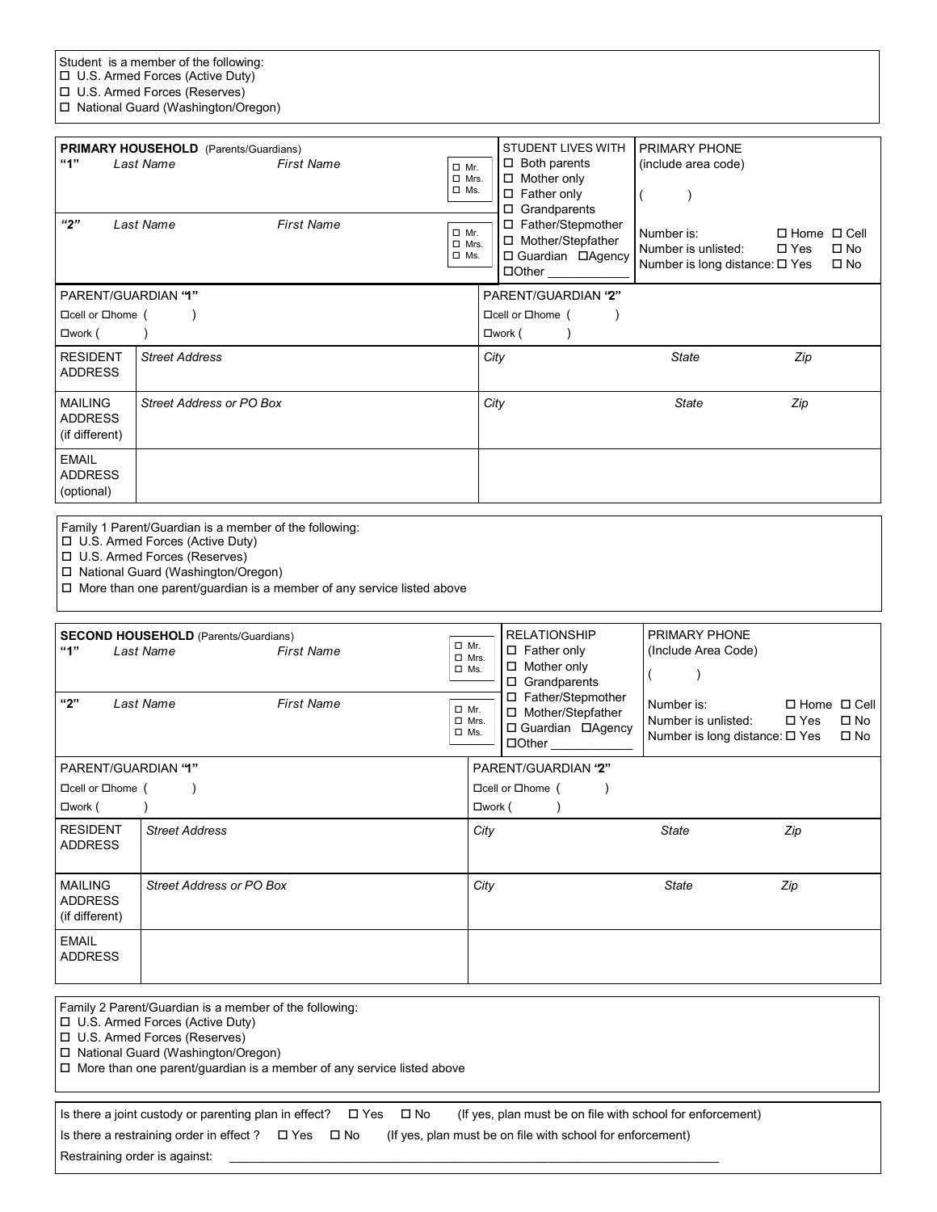Student is a member of the following:

- ☐ U.S. Armed Forces (Active Duty)
- ☐ U.S. Armed Forces (Reserves)
- ☐ National Guard (Washington/Oregon)

| **PRIMARY HOUSEHOLD** (Parents/Guardians) | | | STUDENT LIVES WITH | PRIMARY PHONE |
|---|---|---|---|---|
| "1" *Last Name* | *First Name* | ☐ Mr. ☐ Mrs. ☐ Ms. | ☐ Both parents ☐ Mother only ☐ Father only ☐ Grandparents ☐ Father/Stepmother ☐ Mother/Stepfather ☐ Guardian ☐Agency ☐Other ____________ | (include area code) ( ) |
| "2" *Last Name* | *First Name* | ☐ Mr. ☐ Mrs. ☐ Ms. | | Number is: ☐ Home ☐ Cell<br>Number is unlisted: ☐ Yes ☐ No<br>Number is long distance: ☐ Yes ☐ No |

| PARENT/GUARDIAN "1" | PARENT/GUARDIAN "2" |
|---|---|
| ☐cell or ☐home ( ) | ☐cell or ☐home ( ) |
| ☐work ( ) | ☐work ( ) |

| | | | | |
|---|---|---|---|---|
| RESIDENT ADDRESS | *Street Address* | *City* | *State* | *Zip* |
| MAILING ADDRESS (if different) | *Street Address or PO Box* | *City* | *State* | *Zip* |
| EMAIL ADDRESS (optional) | | | | |

Family 1 Parent/Guardian is a member of the following:

- ☐ U.S. Armed Forces (Active Duty)
- ☐ U.S. Armed Forces (Reserves)
- ☐ National Guard (Washington/Oregon)
- ☐ More than one parent/guardian is a member of any service listed above

| **SECOND HOUSEHOLD** (Parents/Guardians) | | | RELATIONSHIP | PRIMARY PHONE |
|---|---|---|---|---|
| "1" *Last Name* | *First Name* | ☐ Mr. ☐ Mrs. ☐ Ms. | ☐ Father only ☐ Mother only ☐ Grandparents ☐ Father/Stepmother ☐ Mother/Stepfather ☐ Guardian ☐Agency ☐Other ____________ | (Include Area Code) ( ) |
| "2" *Last Name* | *First Name* | ☐ Mr. ☐ Mrs. ☐ Ms. | | Number is: ☐ Home ☐ Cell<br>Number is unlisted: ☐ Yes ☐ No<br>Number is long distance: ☐ Yes ☐ No |

| PARENT/GUARDIAN "1" | PARENT/GUARDIAN "2" |
|---|---|
| ☐cell or ☐home ( ) | ☐cell or ☐home ( ) |
| ☐work ( ) | ☐work ( ) |

| | | | | |
|---|---|---|---|---|
| RESIDENT ADDRESS | *Street Address* | *City* | *State* | *Zip* |
| MAILING ADDRESS (if different) | *Street Address or PO Box* | *City* | *State* | *Zip* |
| EMAIL ADDRESS | | | | |

Family 2 Parent/Guardian is a member of the following:

- ☐ U.S. Armed Forces (Active Duty)
- ☐ U.S. Armed Forces (Reserves)
- ☐ National Guard (Washington/Oregon)
- ☐ More than one parent/guardian is a member of any service listed above

Is there a joint custody or parenting plan in effect? ☐ Yes ☐ No (If yes, plan must be on file with school for enforcement)

Is there a restraining order in effect ? ☐ Yes ☐ No (If yes, plan must be on file with school for enforcement)

Restraining order is against: ______________________________________________________________________________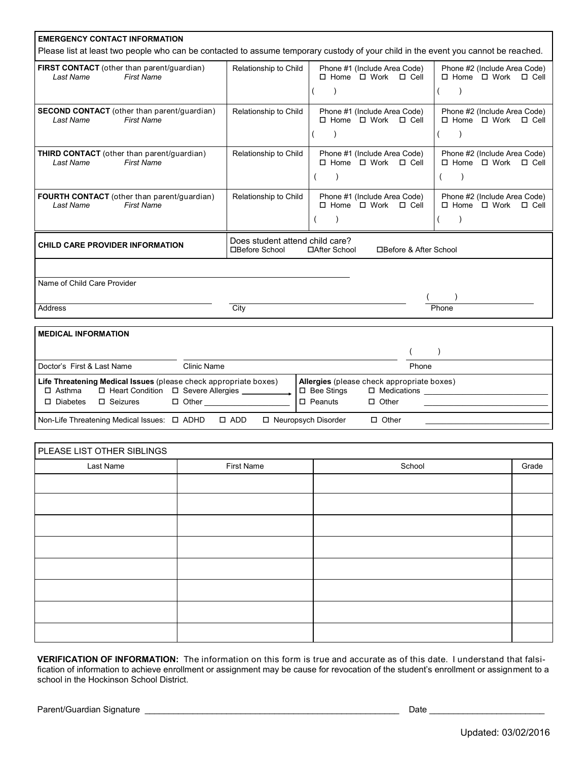## EMERGENCY CONTACT INFORMATION

Please list at least two people who can be contacted to assume temporary custody of your child in the event you cannot be reached.

| | | | |
|---|---|---|---|
| **FIRST CONTACT** (other than parent/guardian)<br>*Last Name* *First Name* | Relationship to Child | Phone #1 (Include Area Code)<br>☐ Home ☐ Work ☐ Cell<br>( ) | Phone #2 (Include Area Code)<br>☐ Home ☐ Work ☐ Cell<br>( ) |
| **SECOND CONTACT** (other than parent/guardian)<br>*Last Name* *First Name* | Relationship to Child | Phone #1 (Include Area Code)<br>☐ Home ☐ Work ☐ Cell<br>( ) | Phone #2 (Include Area Code)<br>☐ Home ☐ Work ☐ Cell<br>( ) |
| **THIRD CONTACT** (other than parent/guardian)<br>*Last Name* *First Name* | Relationship to Child | Phone #1 (Include Area Code)<br>☐ Home ☐ Work ☐ Cell<br>( ) | Phone #2 (Include Area Code)<br>☐ Home ☐ Work ☐ Cell<br>( ) |
| **FOURTH CONTACT** (other than parent/guardian)<br>*Last Name* *First Name* | Relationship to Child | Phone #1 (Include Area Code)<br>☐ Home ☐ Work ☐ Cell<br>( ) | Phone #2 (Include Area Code)<br>☐ Home ☐ Work ☐ Cell<br>( ) |

## CHILD CARE PROVIDER INFORMATION

Does student attend child care?
☐Before School ☐After School ☐Before & After School

Name of Child Care Provider ______________________________

Address ____________________ City ____________________ ( ) ____________ Phone

## MEDICAL INFORMATION

Doctor's First & Last Name ____________ Clinic Name ____________ ( ) ____________ Phone

**Life Threatening Medical Issues** (please check appropriate boxes)
☐ Asthma ☐ Heart Condition ☐ Severe Allergies ________→
☐ Diabetes ☐ Seizures ☐ Other ____________________

**Allergies** (please check appropriate boxes)
☐ Bee Stings ☐ Medications ____________________
☐ Peanuts ☐ Other ____________________

Non-Life Threatening Medical Issues: ☐ ADHD ☐ ADD ☐ Neuropsych Disorder ☐ Other ____________________

## PLEASE LIST OTHER SIBLINGS

| Last Name | First Name | School | Grade |
|---|---|---|---|
| | | | |
| | | | |
| | | | |
| | | | |
| | | | |
| | | | |
| | | | |
| | | | |

**VERIFICATION OF INFORMATION:** The information on this form is true and accurate as of this date. I understand that falsification of information to achieve enrollment or assignment may be cause for revocation of the student's enrollment or assignment to a school in the Hockinson School District.

Parent/Guardian Signature ______________________________________________ Date ______________________

Updated: 03/02/2016